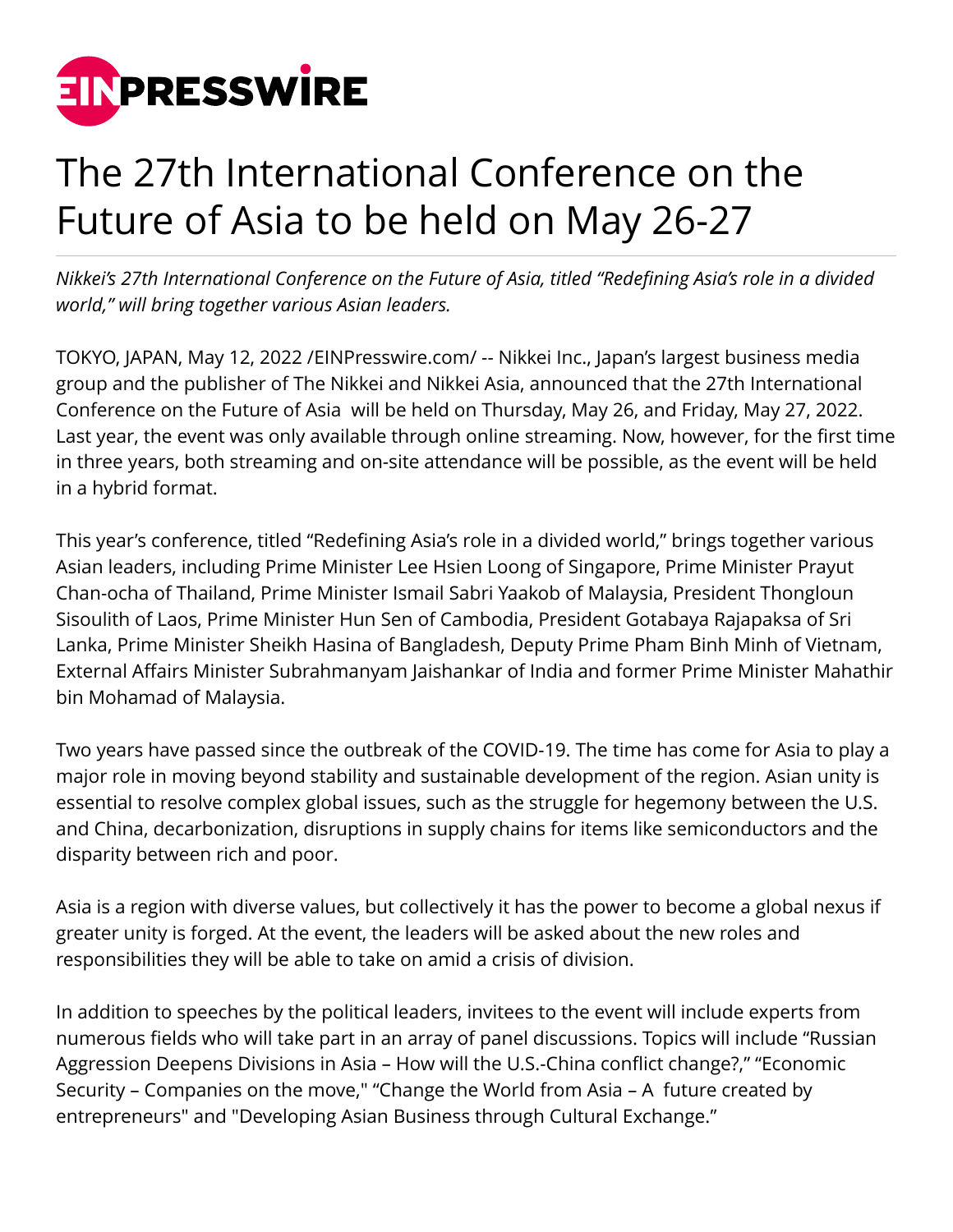# The 27th International Conference on the Future of Asia to be held on May 26-27

*Nikkei's 27th International Conference on the Future of Asia, titled "Redefining Asia's role in a divided world," will bring together various Asian leaders.*

TOKYO, JAPAN, May 12, 2022 /EINPresswire.com/ -- Nikkei Inc., Japan's largest business media group and the publisher of The Nikkei and Nikkei Asia, announced that the 27th International Conference on the Future of Asia will be held on Thursday, May 26, and Friday, May 27, 2022. Last year, the event was only available through online streaming. Now, however, for the first time in three years, both streaming and on-site attendance will be possible, as the event will be held in a hybrid format.

This year's conference, titled "Redefining Asia's role in a divided world," brings together various Asian leaders, including Prime Minister Lee Hsien Loong of Singapore, Prime Minister Prayut Chan-ocha of Thailand, Prime Minister Ismail Sabri Yaakob of Malaysia, President Thongloun Sisoulith of Laos, Prime Minister Hun Sen of Cambodia, President Gotabaya Rajapaksa of Sri Lanka, Prime Minister Sheikh Hasina of Bangladesh, Deputy Prime Pham Binh Minh of Vietnam, External Affairs Minister Subrahmanyam Jaishankar of India and former Prime Minister Mahathir bin Mohamad of Malaysia.

Two years have passed since the outbreak of the COVID-19. The time has come for Asia to play a major role in moving beyond stability and sustainable development of the region. Asian unity is essential to resolve complex global issues, such as the struggle for hegemony between the U.S. and China, decarbonization, disruptions in supply chains for items like semiconductors and the disparity between rich and poor.

Asia is a region with diverse values, but collectively it has the power to become a global nexus if greater unity is forged. At the event, the leaders will be asked about the new roles and responsibilities they will be able to take on amid a crisis of division.

In addition to speeches by the political leaders, invitees to the event will include experts from numerous fields who will take part in an array of panel discussions. Topics will include "Russian Aggression Deepens Divisions in Asia – How will the U.S.-China conflict change?," "Economic Security – Companies on the move," "Change the World from Asia – A future created by entrepreneurs" and "Developing Asian Business through Cultural Exchange."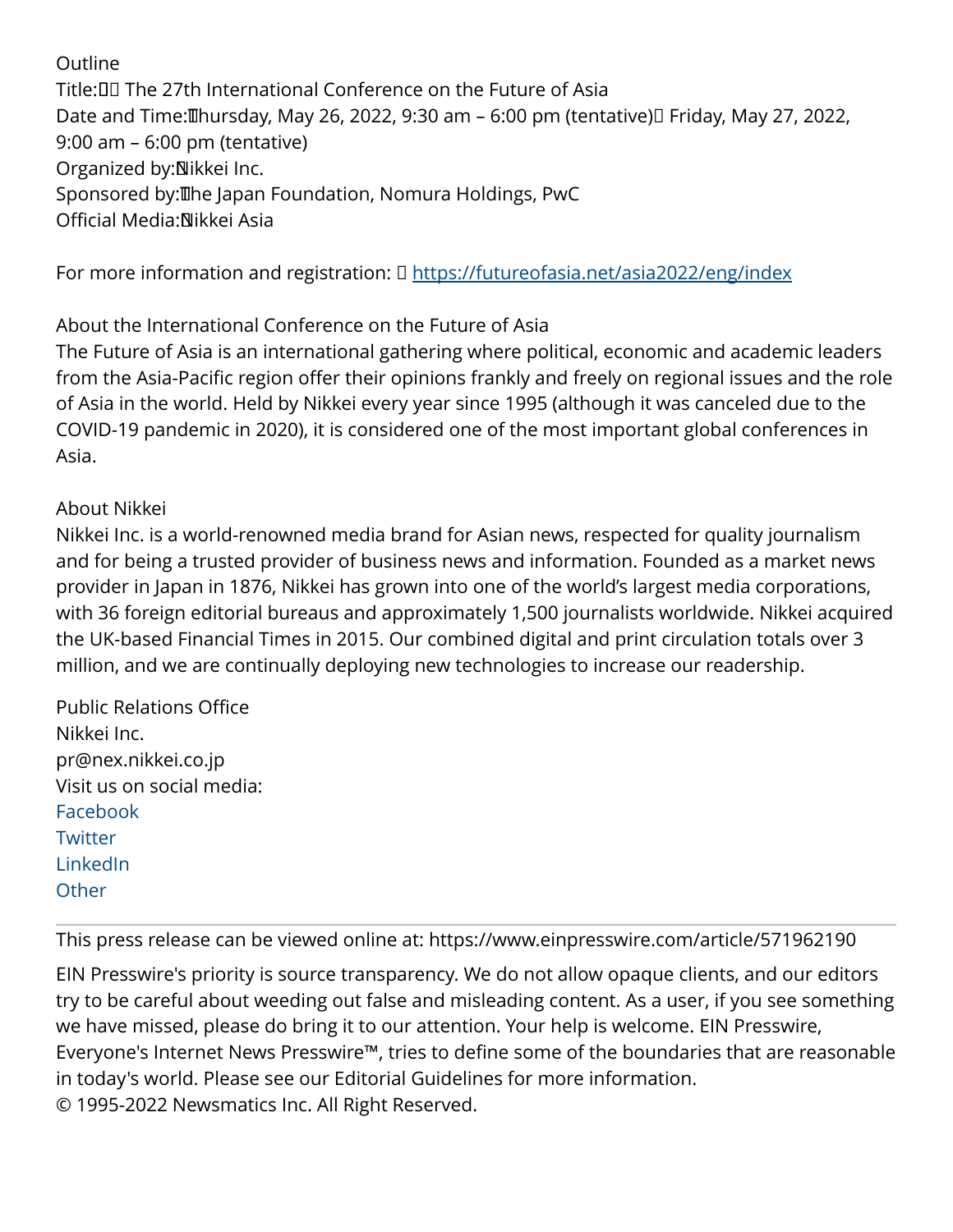Outline

Title: The 27th International Conference on the Future of Asia

Date and Time: Thursday, May 26, 2022, 9:30 am – 6:00 pm (tentative) Friday, May 27, 2022, 9:00 am – 6:00 pm (tentative)

Organized by: Nikkei Inc.

Sponsored by: The Japan Foundation, Nomura Holdings, PwC

Official Media: Nikkei Asia

For more information and registration: https://futureofasia.net/asia2022/eng/index

About the International Conference on the Future of Asia

The Future of Asia is an international gathering where political, economic and academic leaders from the Asia-Pacific region offer their opinions frankly and freely on regional issues and the role of Asia in the world. Held by Nikkei every year since 1995 (although it was canceled due to the COVID-19 pandemic in 2020), it is considered one of the most important global conferences in Asia.

About Nikkei

Nikkei Inc. is a world-renowned media brand for Asian news, respected for quality journalism and for being a trusted provider of business news and information. Founded as a market news provider in Japan in 1876, Nikkei has grown into one of the world's largest media corporations, with 36 foreign editorial bureaus and approximately 1,500 journalists worldwide. Nikkei acquired the UK-based Financial Times in 2015. Our combined digital and print circulation totals over 3 million, and we are continually deploying new technologies to increase our readership.

Public Relations Office
Nikkei Inc.
pr@nex.nikkei.co.jp
Visit us on social media:
Facebook
Twitter
LinkedIn
Other

---

This press release can be viewed online at: https://www.einpresswire.com/article/571962190

EIN Presswire's priority is source transparency. We do not allow opaque clients, and our editors try to be careful about weeding out false and misleading content. As a user, if you see something we have missed, please do bring it to our attention. Your help is welcome. EIN Presswire, Everyone's Internet News Presswire™, tries to define some of the boundaries that are reasonable in today's world. Please see our Editorial Guidelines for more information.
© 1995-2022 Newsmatics Inc. All Right Reserved.